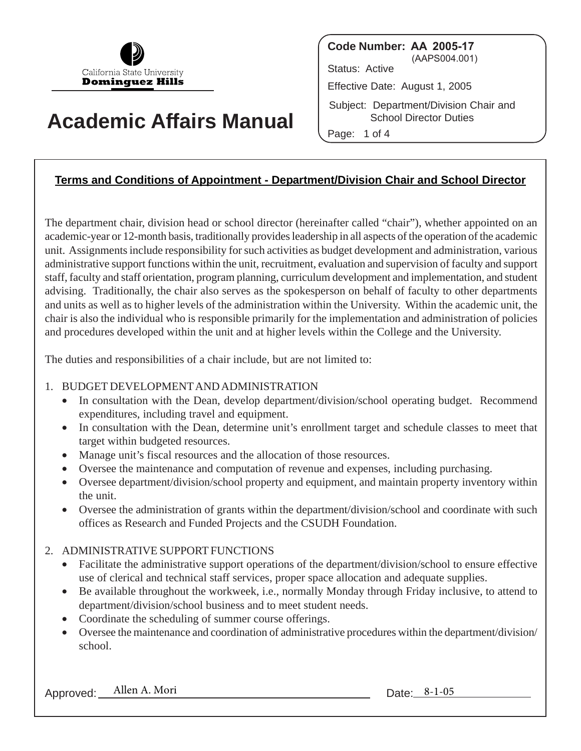California State University
**Dominguez Hills**

# Academic Affairs Manual

**Code Number: AA 2005-17**
(AAPS004.001)
Status: Active
Effective Date: August 1, 2005
Subject: Department/Division Chair and School Director Duties

## Terms and Conditions of Appointment - Department/Division Chair and School Director

The department chair, division head or school director (hereinafter called "chair"), whether appointed on an academic-year or 12-month basis, traditionally provides leadership in all aspects of the operation of the academic unit. Assignments include responsibility for such activities as budget development and administration, various administrative support functions within the unit, recruitment, evaluation and supervision of faculty and support staff, faculty and staff orientation, program planning, curriculum development and implementation, and student advising. Traditionally, the chair also serves as the spokesperson on behalf of faculty to other departments and units as well as to higher levels of the administration within the University. Within the academic unit, the chair is also the individual who is responsible primarily for the implementation and administration of policies and procedures developed within the unit and at higher levels within the College and the University.

The duties and responsibilities of a chair include, but are not limited to:

1. BUDGET DEVELOPMENT AND ADMINISTRATION
   - In consultation with the Dean, develop department/division/school operating budget. Recommend expenditures, including travel and equipment.
   - In consultation with the Dean, determine unit's enrollment target and schedule classes to meet that target within budgeted resources.
   - Manage unit's fiscal resources and the allocation of those resources.
   - Oversee the maintenance and computation of revenue and expenses, including purchasing.
   - Oversee department/division/school property and equipment, and maintain property inventory within the unit.
   - Oversee the administration of grants within the department/division/school and coordinate with such offices as Research and Funded Projects and the CSUDH Foundation.

2. ADMINISTRATIVE SUPPORT FUNCTIONS
   - Facilitate the administrative support operations of the department/division/school to ensure effective use of clerical and technical staff services, proper space allocation and adequate supplies.
   - Be available throughout the workweek, i.e., normally Monday through Friday inclusive, to attend to department/division/school business and to meet student needs.
   - Coordinate the scheduling of summer course offerings.
   - Oversee the maintenance and coordination of administrative procedures within the department/division/school.

Approved: Allen A. Mori     Date: 8-1-05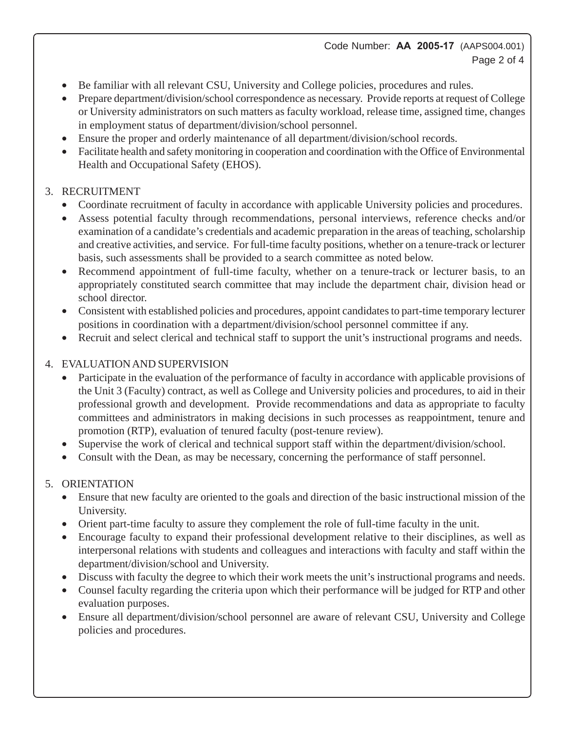- Be familiar with all relevant CSU, University and College policies, procedures and rules.
- Prepare department/division/school correspondence as necessary. Provide reports at request of College or University administrators on such matters as faculty workload, release time, assigned time, changes in employment status of department/division/school personnel.
- Ensure the proper and orderly maintenance of all department/division/school records.
- Facilitate health and safety monitoring in cooperation and coordination with the Office of Environmental Health and Occupational Safety (EHOS).

3. RECRUITMENT
   - Coordinate recruitment of faculty in accordance with applicable University policies and procedures.
   - Assess potential faculty through recommendations, personal interviews, reference checks and/or examination of a candidate's credentials and academic preparation in the areas of teaching, scholarship and creative activities, and service. For full-time faculty positions, whether on a tenure-track or lecturer basis, such assessments shall be provided to a search committee as noted below.
   - Recommend appointment of full-time faculty, whether on a tenure-track or lecturer basis, to an appropriately constituted search committee that may include the department chair, division head or school director.
   - Consistent with established policies and procedures, appoint candidates to part-time temporary lecturer positions in coordination with a department/division/school personnel committee if any.
   - Recruit and select clerical and technical staff to support the unit's instructional programs and needs.

4. EVALUATION AND SUPERVISION
   - Participate in the evaluation of the performance of faculty in accordance with applicable provisions of the Unit 3 (Faculty) contract, as well as College and University policies and procedures, to aid in their professional growth and development. Provide recommendations and data as appropriate to faculty committees and administrators in making decisions in such processes as reappointment, tenure and promotion (RTP), evaluation of tenured faculty (post-tenure review).
   - Supervise the work of clerical and technical support staff within the department/division/school.
   - Consult with the Dean, as may be necessary, concerning the performance of staff personnel.

5. ORIENTATION
   - Ensure that new faculty are oriented to the goals and direction of the basic instructional mission of the University.
   - Orient part-time faculty to assure they complement the role of full-time faculty in the unit.
   - Encourage faculty to expand their professional development relative to their disciplines, as well as interpersonal relations with students and colleagues and interactions with faculty and staff within the department/division/school and University.
   - Discuss with faculty the degree to which their work meets the unit's instructional programs and needs.
   - Counsel faculty regarding the criteria upon which their performance will be judged for RTP and other evaluation purposes.
   - Ensure all department/division/school personnel are aware of relevant CSU, University and College policies and procedures.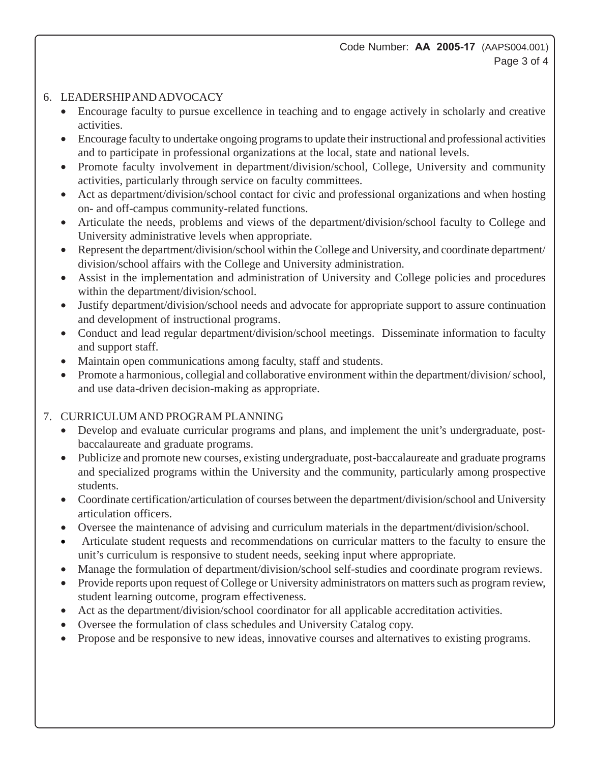6. LEADERSHIP AND ADVOCACY
   - Encourage faculty to pursue excellence in teaching and to engage actively in scholarly and creative activities.
   - Encourage faculty to undertake ongoing programs to update their instructional and professional activities and to participate in professional organizations at the local, state and national levels.
   - Promote faculty involvement in department/division/school, College, University and community activities, particularly through service on faculty committees.
   - Act as department/division/school contact for civic and professional organizations and when hosting on- and off-campus community-related functions.
   - Articulate the needs, problems and views of the department/division/school faculty to College and University administrative levels when appropriate.
   - Represent the department/division/school within the College and University, and coordinate department/division/school affairs with the College and University administration.
   - Assist in the implementation and administration of University and College policies and procedures within the department/division/school.
   - Justify department/division/school needs and advocate for appropriate support to assure continuation and development of instructional programs.
   - Conduct and lead regular department/division/school meetings. Disseminate information to faculty and support staff.
   - Maintain open communications among faculty, staff and students.
   - Promote a harmonious, collegial and collaborative environment within the department/division/ school, and use data-driven decision-making as appropriate.

7. CURRICULUM AND PROGRAM PLANNING
   - Develop and evaluate curricular programs and plans, and implement the unit's undergraduate, post-baccalaureate and graduate programs.
   - Publicize and promote new courses, existing undergraduate, post-baccalaureate and graduate programs and specialized programs within the University and the community, particularly among prospective students.
   - Coordinate certification/articulation of courses between the department/division/school and University articulation officers.
   - Oversee the maintenance of advising and curriculum materials in the department/division/school.
   - Articulate student requests and recommendations on curricular matters to the faculty to ensure the unit's curriculum is responsive to student needs, seeking input where appropriate.
   - Manage the formulation of department/division/school self-studies and coordinate program reviews.
   - Provide reports upon request of College or University administrators on matters such as program review, student learning outcome, program effectiveness.
   - Act as the department/division/school coordinator for all applicable accreditation activities.
   - Oversee the formulation of class schedules and University Catalog copy.
   - Propose and be responsive to new ideas, innovative courses and alternatives to existing programs.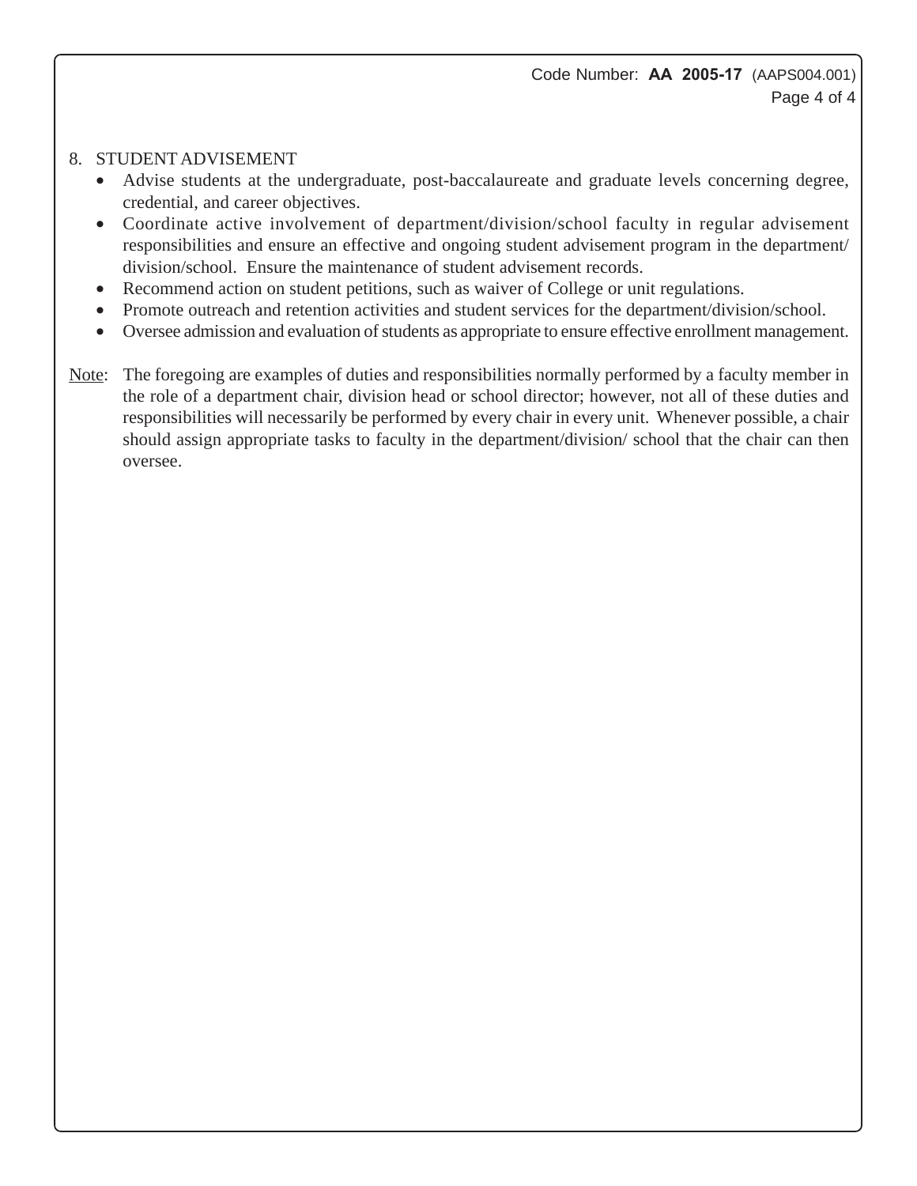8. STUDENT ADVISEMENT
   - Advise students at the undergraduate, post-baccalaureate and graduate levels concerning degree, credential, and career objectives.
   - Coordinate active involvement of department/division/school faculty in regular advisement responsibilities and ensure an effective and ongoing student advisement program in the department/ division/school. Ensure the maintenance of student advisement records.
   - Recommend action on student petitions, such as waiver of College or unit regulations.
   - Promote outreach and retention activities and student services for the department/division/school.
   - Oversee admission and evaluation of students as appropriate to ensure effective enrollment management.

<u>Note</u>: The foregoing are examples of duties and responsibilities normally performed by a faculty member in the role of a department chair, division head or school director; however, not all of these duties and responsibilities will necessarily be performed by every chair in every unit. Whenever possible, a chair should assign appropriate tasks to faculty in the department/division/ school that the chair can then oversee.